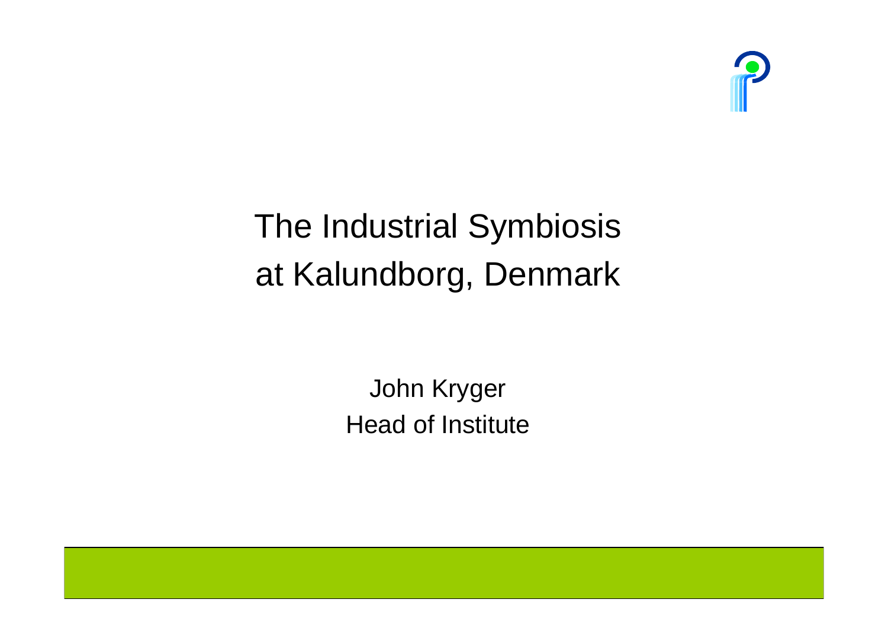# The Industrial Symbiosis at Kalundborg, Denmark

John Kryger
Head of Institute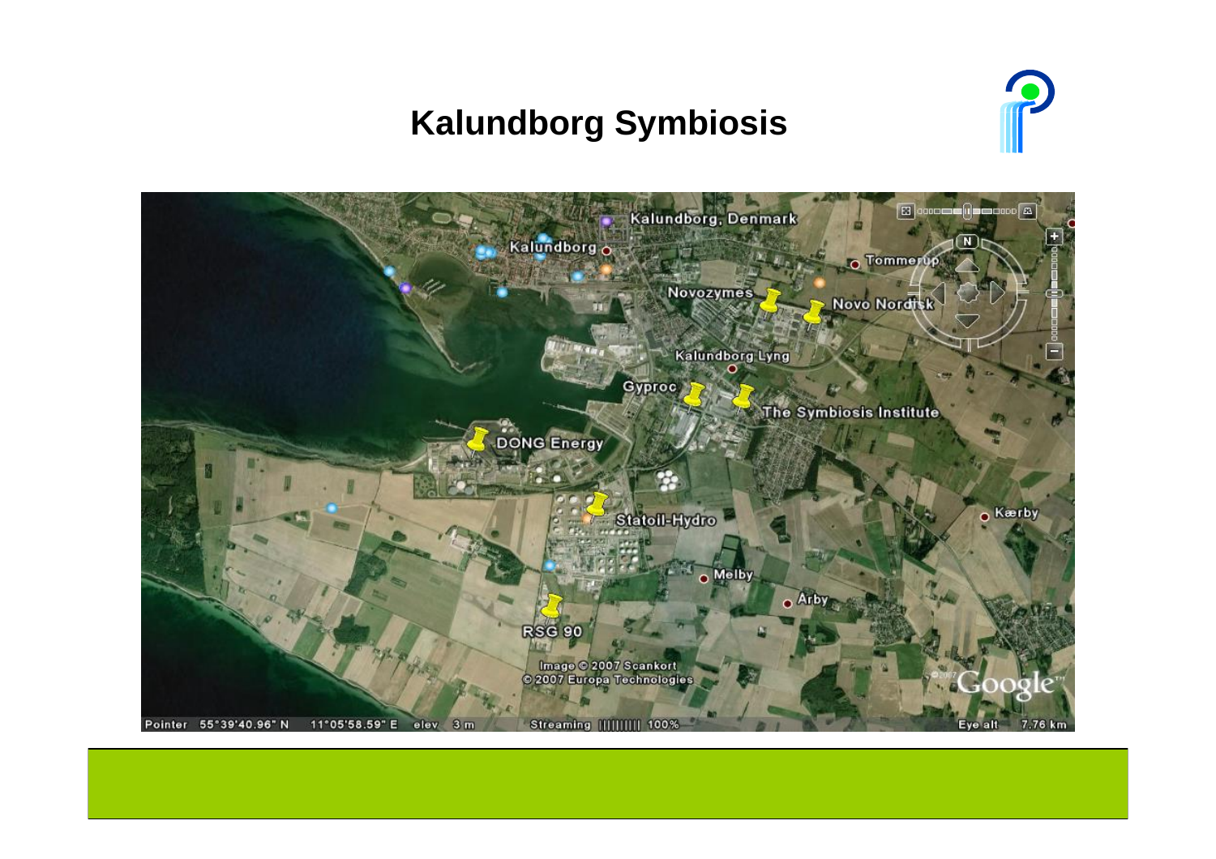# Kalundborg Symbiosis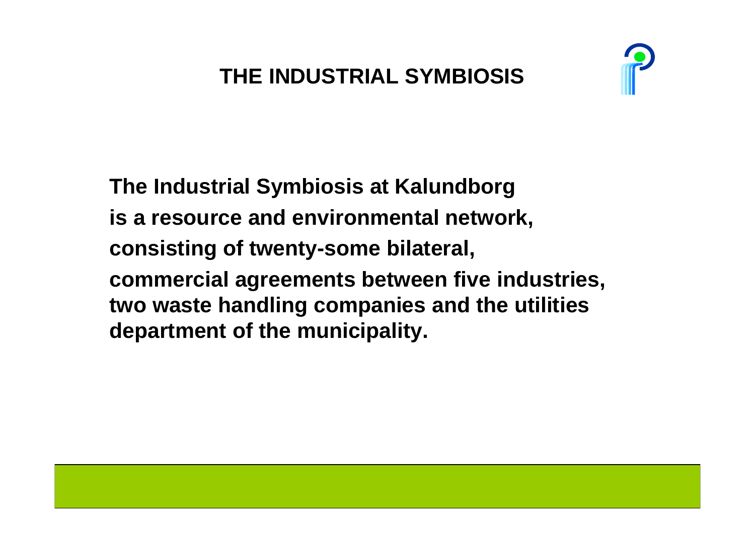# THE INDUSTRIAL SYMBIOSIS

**The Industrial Symbiosis at Kalundborg**
**is a resource and environmental network,**
**consisting of twenty-some bilateral,**
**commercial agreements between five industries, two waste handling companies and the utilities department of the municipality.**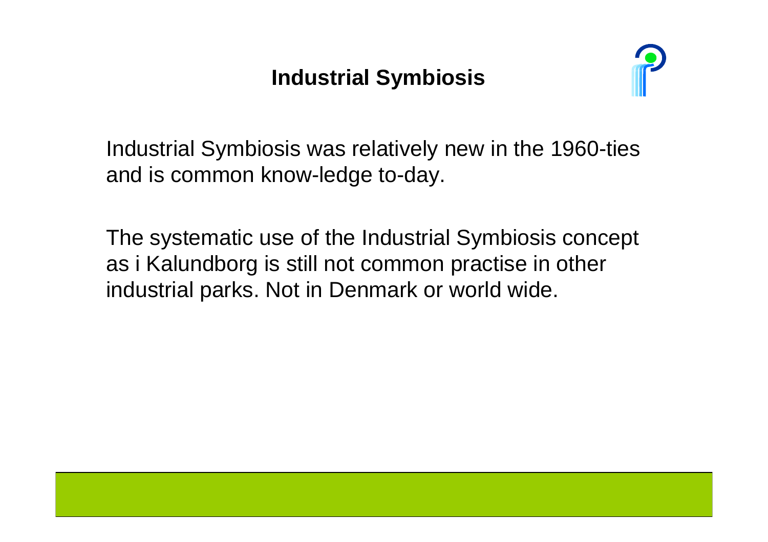# Industrial Symbiosis

Industrial Symbiosis was relatively new in the 1960-ties and is common know-ledge to-day.

The systematic use of the Industrial Symbiosis concept as i Kalundborg is still not common practise in other industrial parks. Not in Denmark or world wide.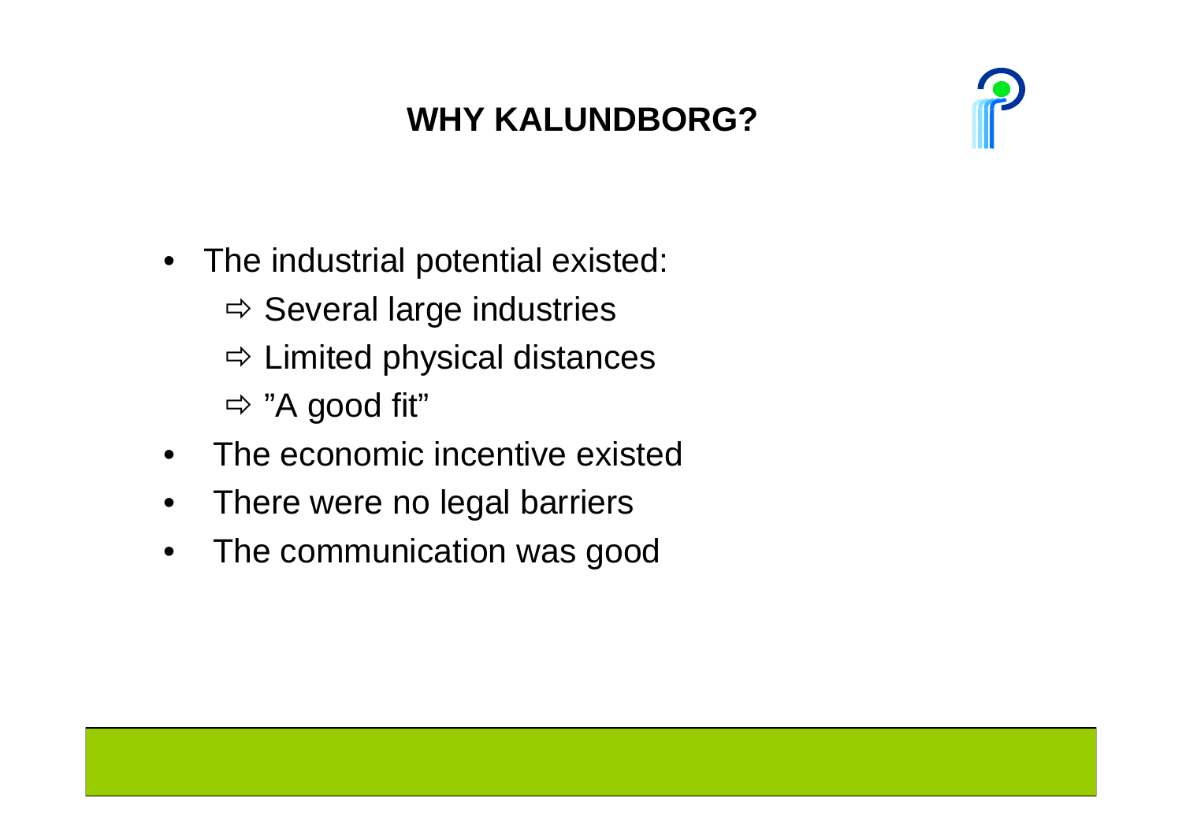# WHY KALUNDBORG?

- The industrial potential existed:
  - ⇨ Several large industries
  - ⇨ Limited physical distances
  - ⇨ ”A good fit”
- The economic incentive existed
- There were no legal barriers
- The communication was good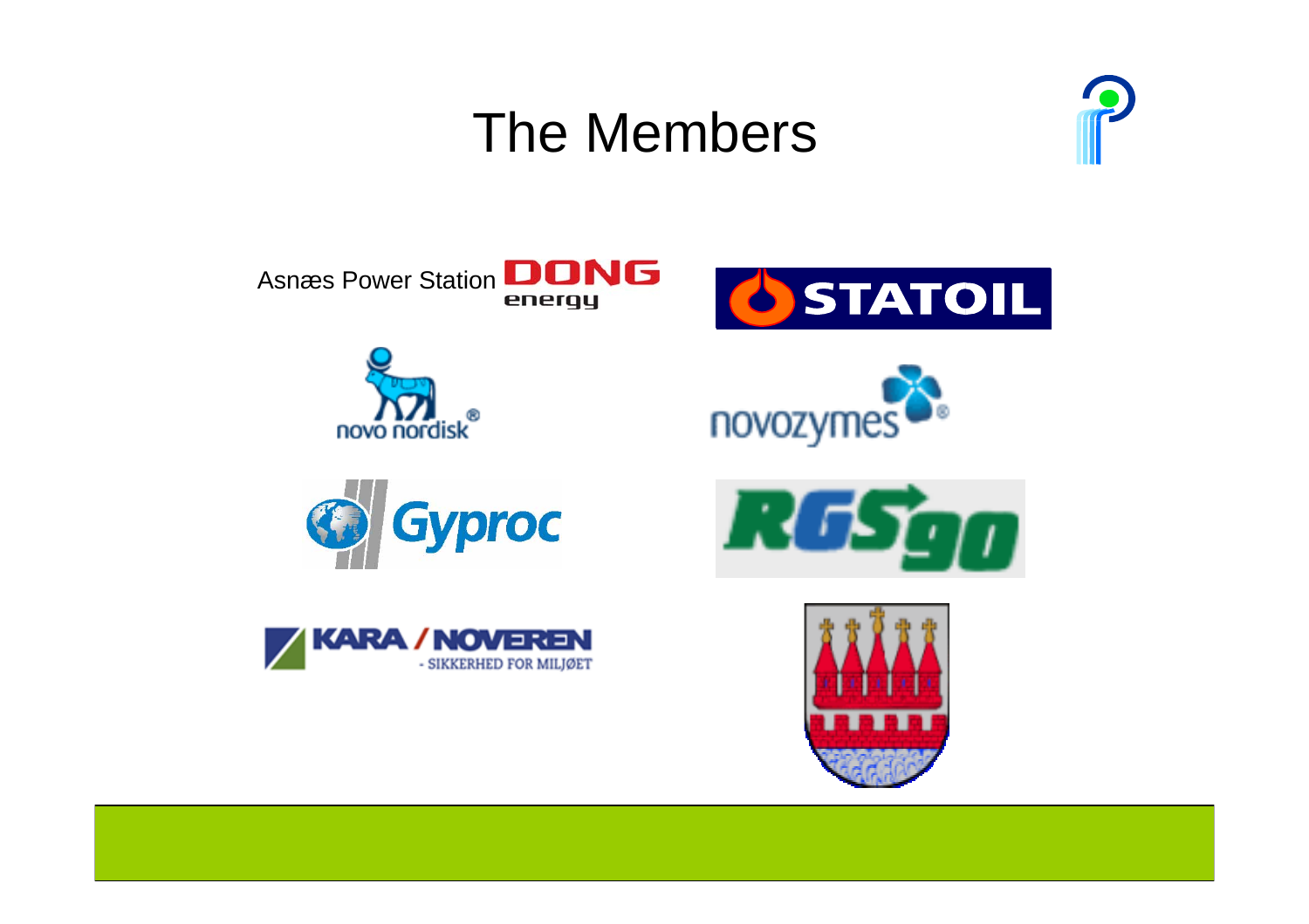# The Members

Asnæs Power Station DONG energy

STATOIL

novo nordisk®

novozymes®

Gyproc

RGS90

KARA / NOVEREN - SIKKERHED FOR MILJØET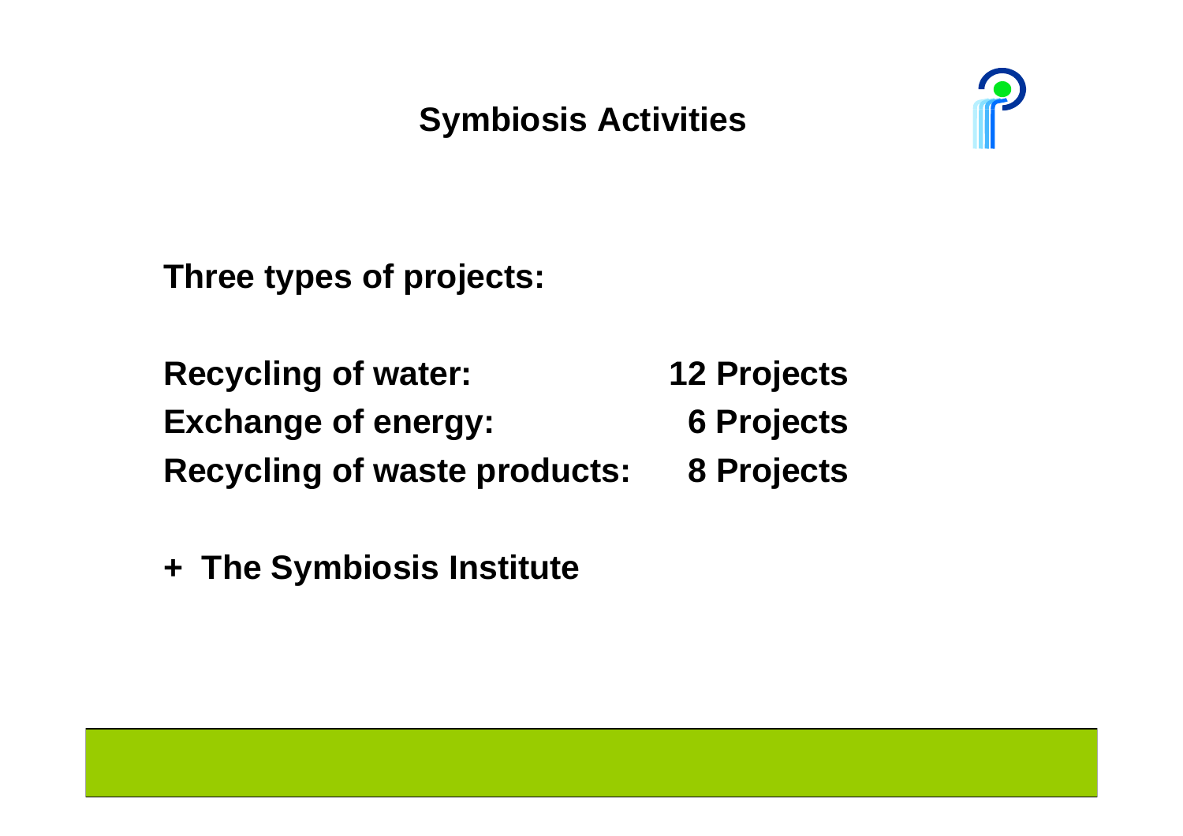# Symbiosis Activities

**Three types of projects:**

| | |
|---|---|
| **Recycling of water:** | **12 Projects** |
| **Exchange of energy:** | **6 Projects** |
| **Recycling of waste products:** | **8 Projects** |

**+ The Symbiosis Institute**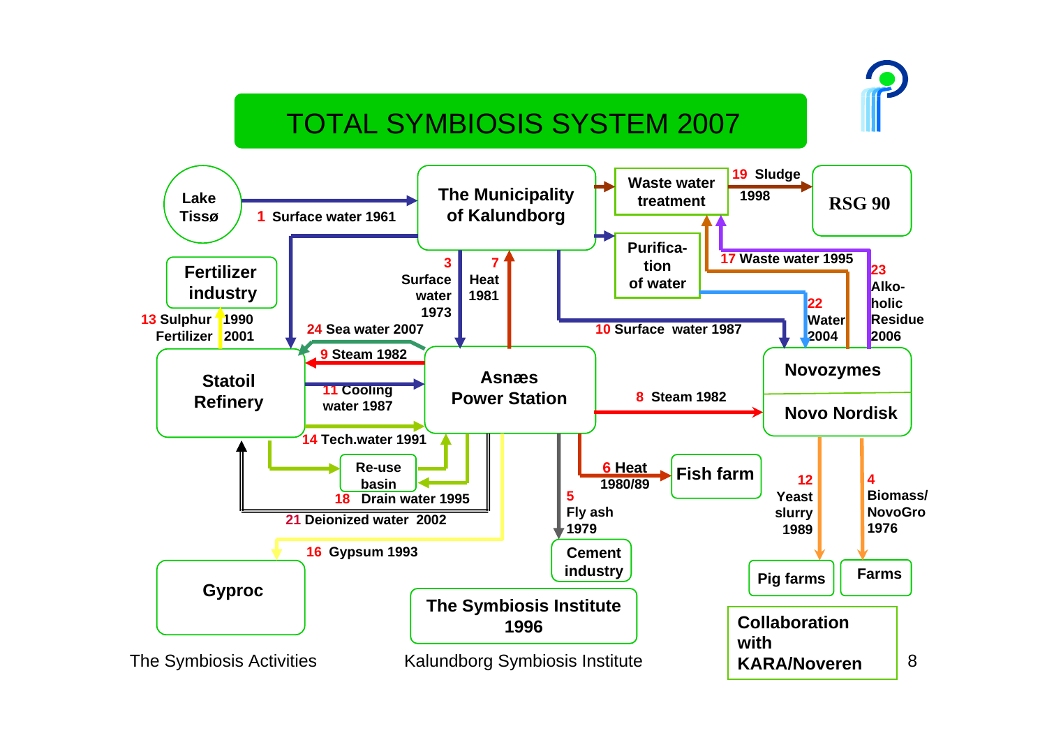# TOTAL SYMBIOSIS SYSTEM 2007

**Nodes:** Lake Tissø; The Municipality of Kalundborg; Waste water treatment; Purification of water; RSG 90; Fertilizer industry; Statoil Refinery; Asnæs Power Station; Novozymes; Novo Nordisk; Re-use basin; Fish farm; Cement industry; Gyproc; Pig farms; Farms; The Symbiosis Institute 1996

**Flows:**

1. Surface water 1961 (Lake Tissø → The Municipality of Kalundborg)
2. Surface water 1973 (The Municipality of Kalundborg → Asnæs Power Station)
3. Biomass/NovoGro 1976 (Novozymes/Novo Nordisk → Farms)
4. Fly ash 1979 (Asnæs Power Station → Cement industry)
5. Heat 1980/89 (Asnæs Power Station → Fish farm)
6. Heat 1981 (Asnæs Power Station → The Municipality of Kalundborg)
7. Steam 1982 (Asnæs Power Station → Novozymes/Novo Nordisk)
8. Steam 1982 (Asnæs Power Station → Statoil Refinery)
9. Surface water 1987 (The Municipality of Kalundborg → Novozymes/Novo Nordisk)
10. Cooling water 1987 (Statoil Refinery → Asnæs Power Station)
11. Yeast slurry 1989 (Novozymes/Novo Nordisk → Pig farms)
12. Sulphur 1990, Fertilizer 2001 (Statoil Refinery → Fertilizer industry)
13. Tech.water 1991 (Statoil Refinery → Asnæs Power Station)
14. Gypsum 1993 (Asnæs Power Station → Gyproc)
15. Waste water 1995 (Novozymes/Novo Nordisk → Waste water treatment)
16. Drain water 1995 (via Re-use basin)
17. Sludge 1998 (Waste water treatment → RSG 90)
18. Deionized water 2002 (Asnæs Power Station → Statoil Refinery)
19. Water 2004 (Purification of water → Novozymes/Novo Nordisk)
20. Alkoholic Residue 2006 (Novozymes/Novo Nordisk → Waste water treatment)
21. Sea water 2007 (Asnæs Power Station → Statoil Refinery)

Collaboration with KARA/Noveren

The Symbiosis Activities

Kalundborg Symbiosis Institute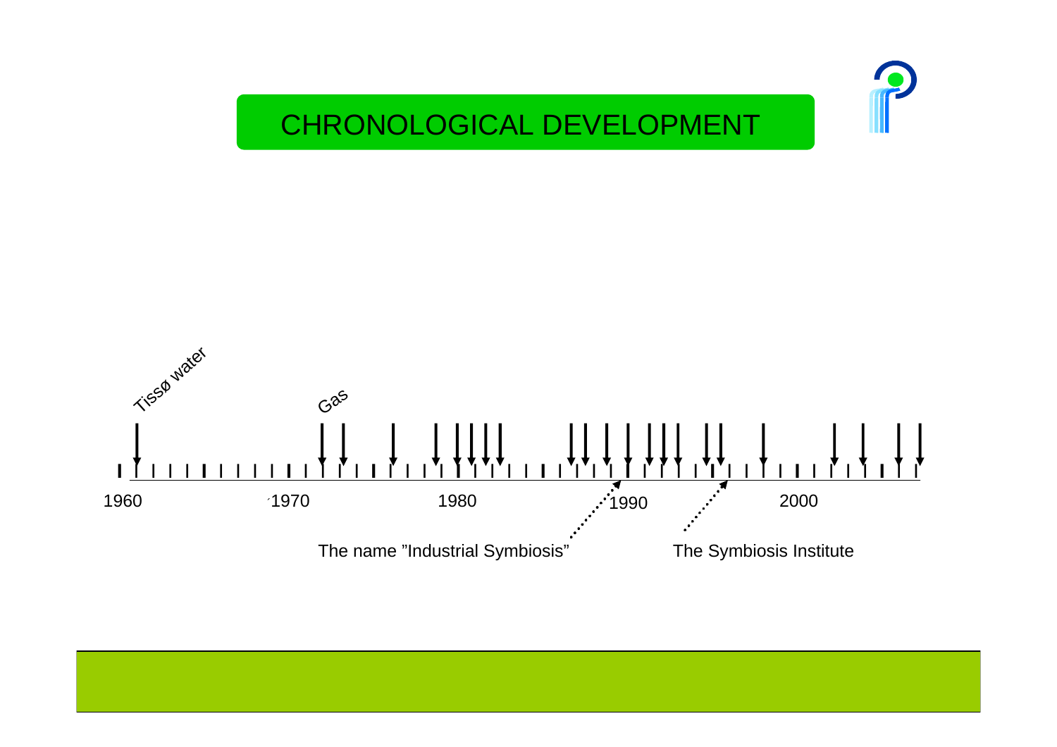# CHRONOLOGICAL DEVELOPMENT

Tissø water

Gas

1960 1970 1980 1990 2000

The name "Industrial Symbiosis"

The Symbiosis Institute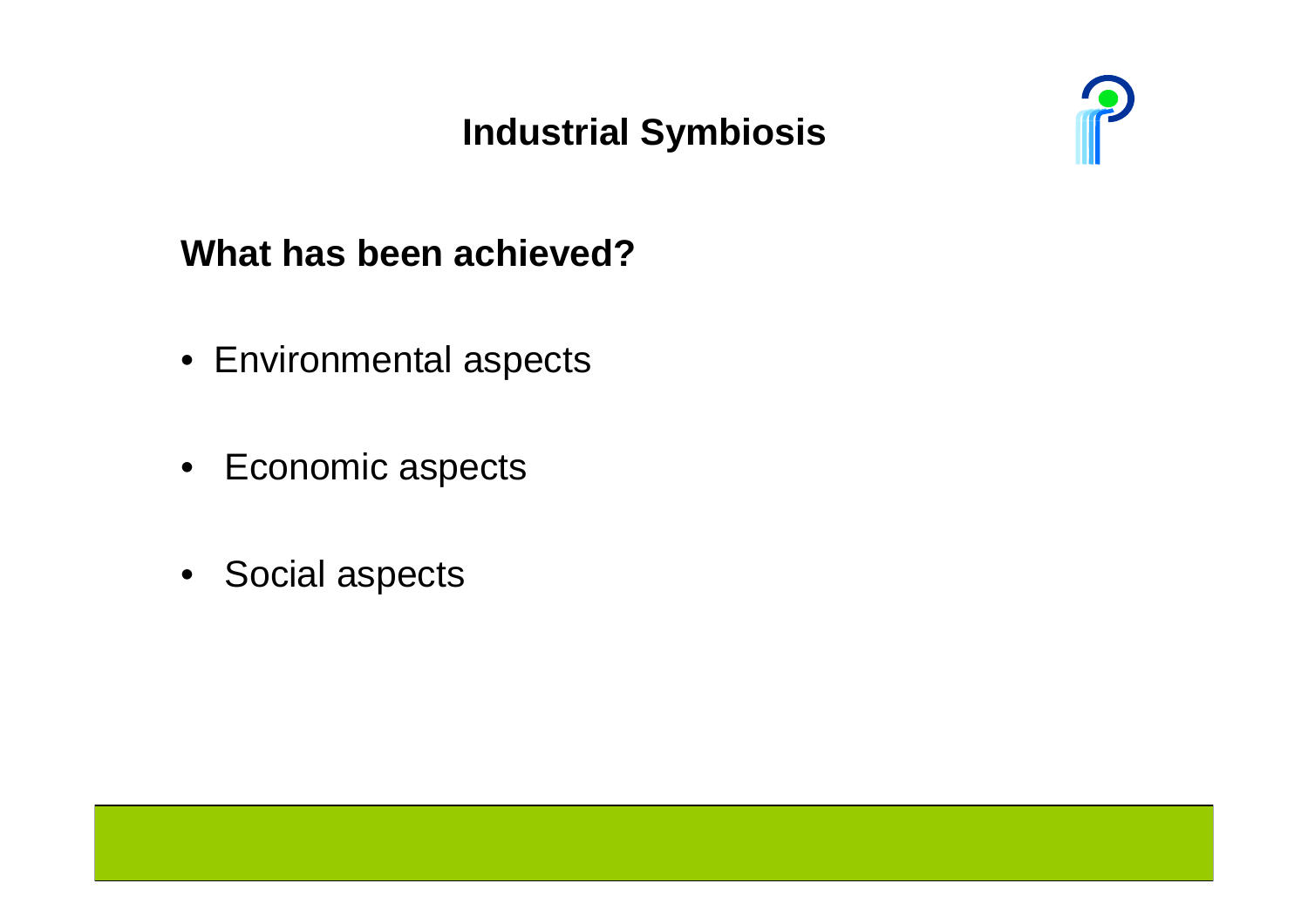# Industrial Symbiosis

## What has been achieved?

- Environmental aspects
- Economic aspects
- Social aspects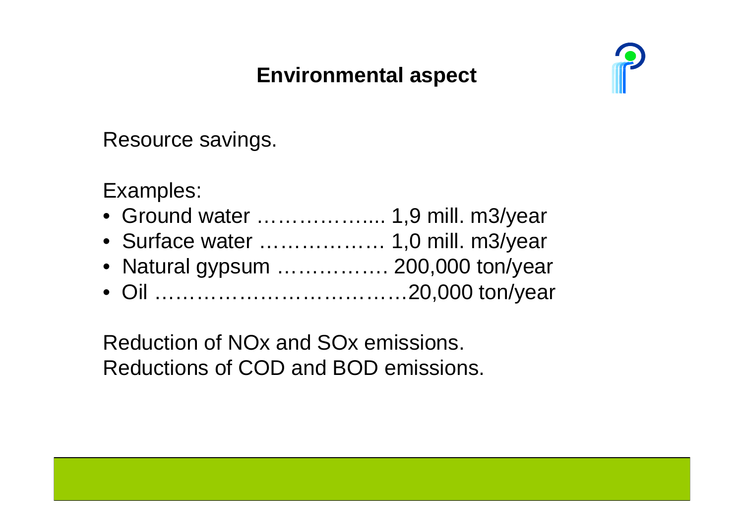# Environmental aspect

Resource savings.

Examples:

- Ground water ……………... 1,9 mill. m3/year
- Surface water ……………… 1,0 mill. m3/year
- Natural gypsum ……………. 200,000 ton/year
- Oil ……………………………20,000 ton/year

Reduction of NOx and SOx emissions.
Reductions of COD and BOD emissions.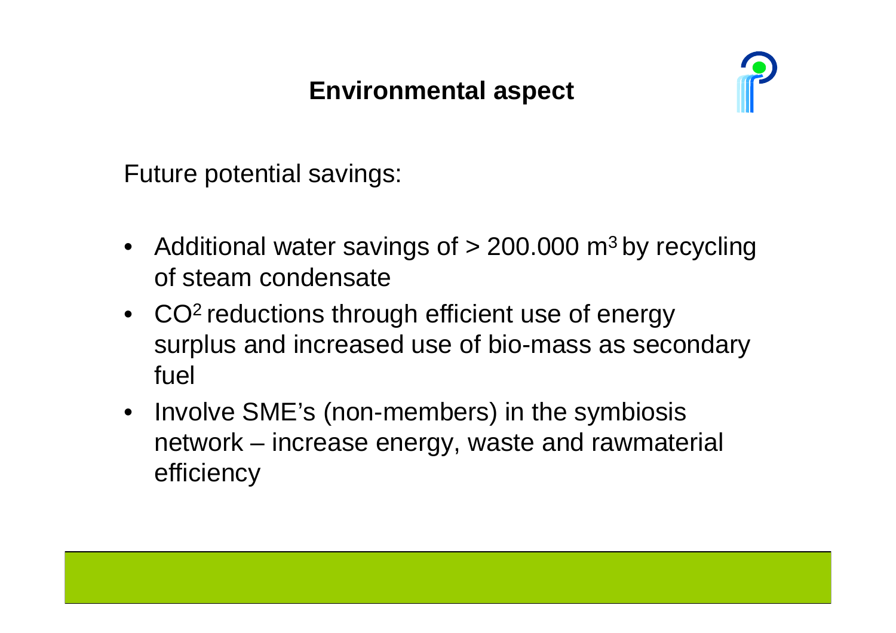# Environmental aspect

Future potential savings:

- Additional water savings of > 200.000 $m^3$ by recycling of steam condensate
- $CO^2$ reductions through efficient use of energy surplus and increased use of bio-mass as secondary fuel
- Involve SME's (non-members) in the symbiosis network – increase energy, waste and rawmaterial efficiency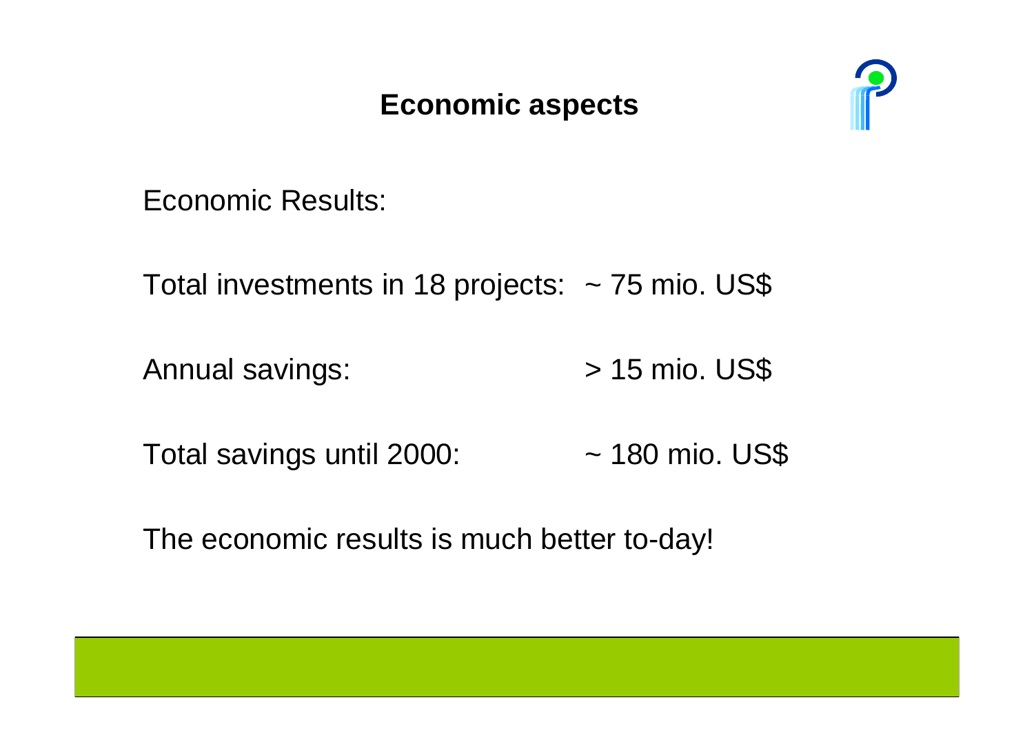# Economic aspects

Economic Results:

Total investments in 18 projects: ~ 75 mio. US$

Annual savings: > 15 mio. US$

Total savings until 2000: ~ 180 mio. US$

The economic results is much better to-day!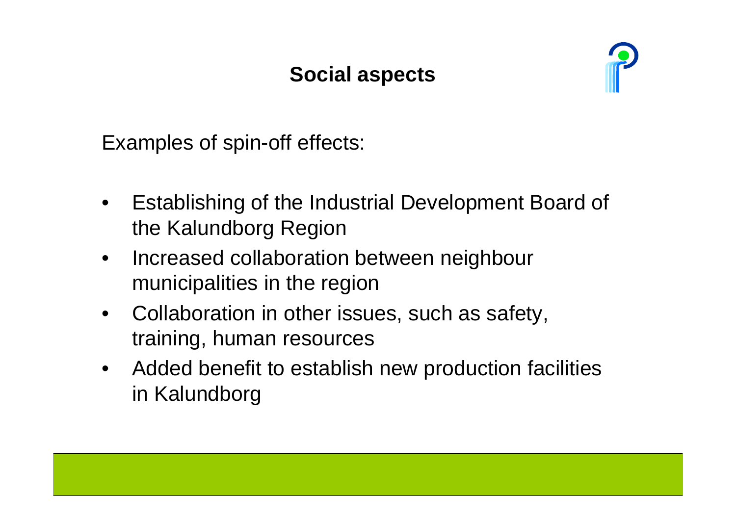## Social aspects

Examples of spin-off effects:

- Establishing of the Industrial Development Board of the Kalundborg Region
- Increased collaboration between neighbour municipalities in the region
- Collaboration in other issues, such as safety, training, human resources
- Added benefit to establish new production facilities in Kalundborg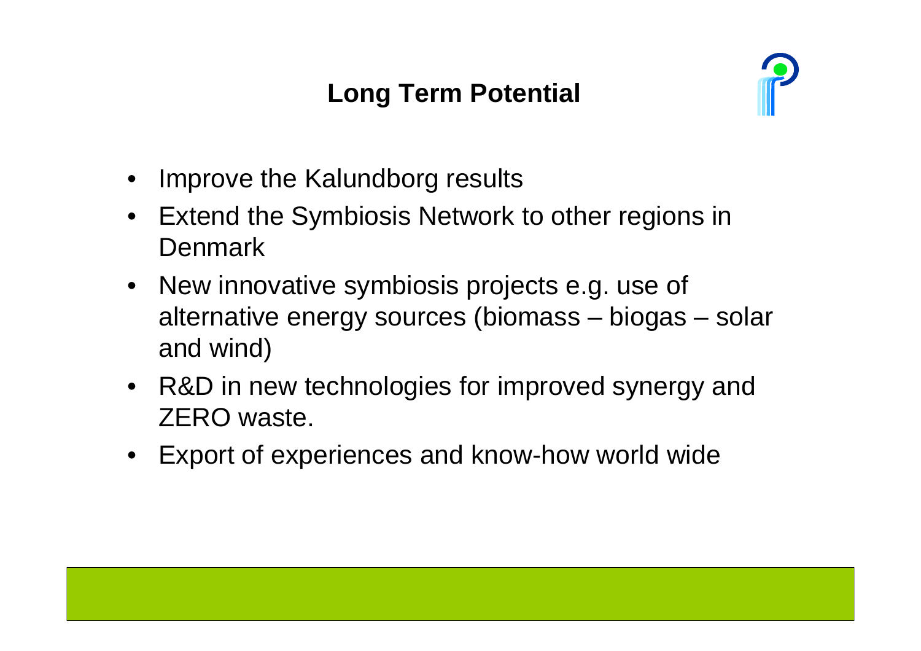## Long Term Potential

- Improve the Kalundborg results
- Extend the Symbiosis Network to other regions in Denmark
- New innovative symbiosis projects e.g. use of alternative energy sources (biomass – biogas – solar and wind)
- R&D in new technologies for improved synergy and ZERO waste.
- Export of experiences and know-how world wide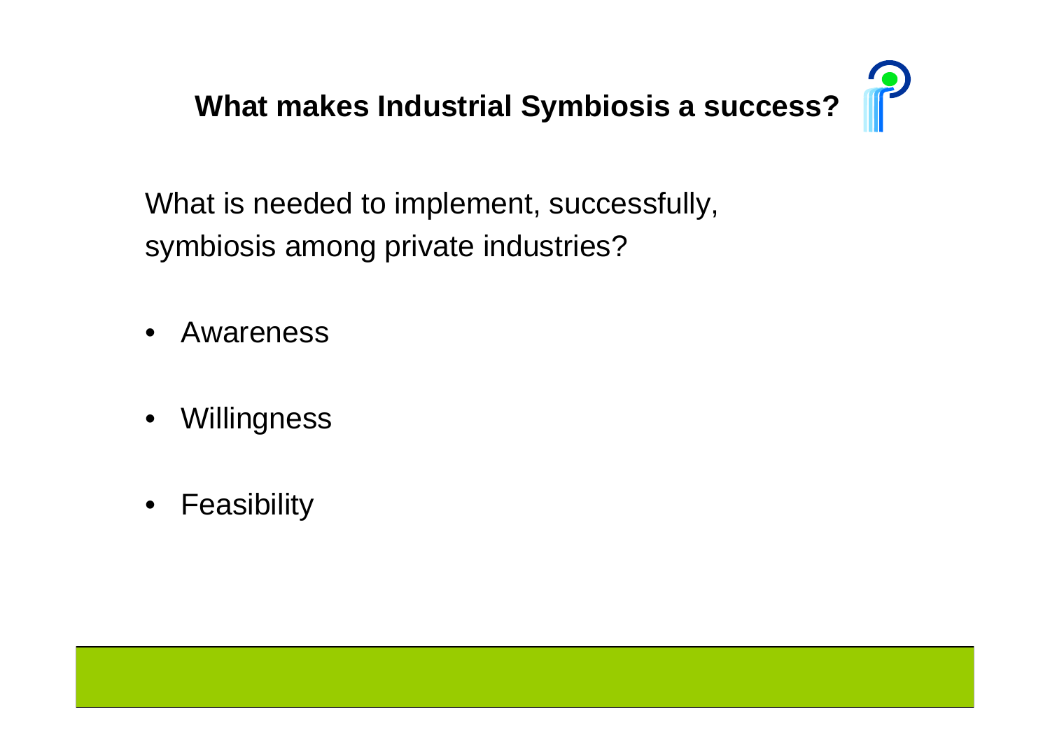# What makes Industrial Symbiosis a success?

What is needed to implement, successfully, symbiosis among private industries?

- Awareness
- Willingness
- Feasibility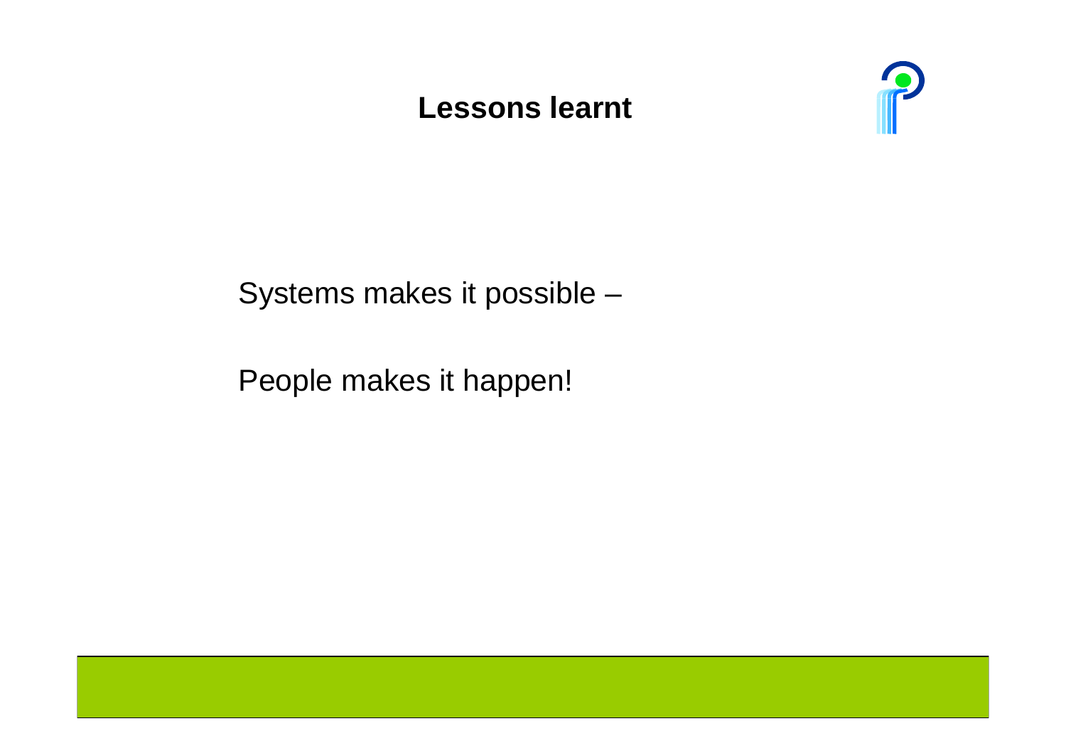# Lessons learnt

Systems makes it possible –

People makes it happen!